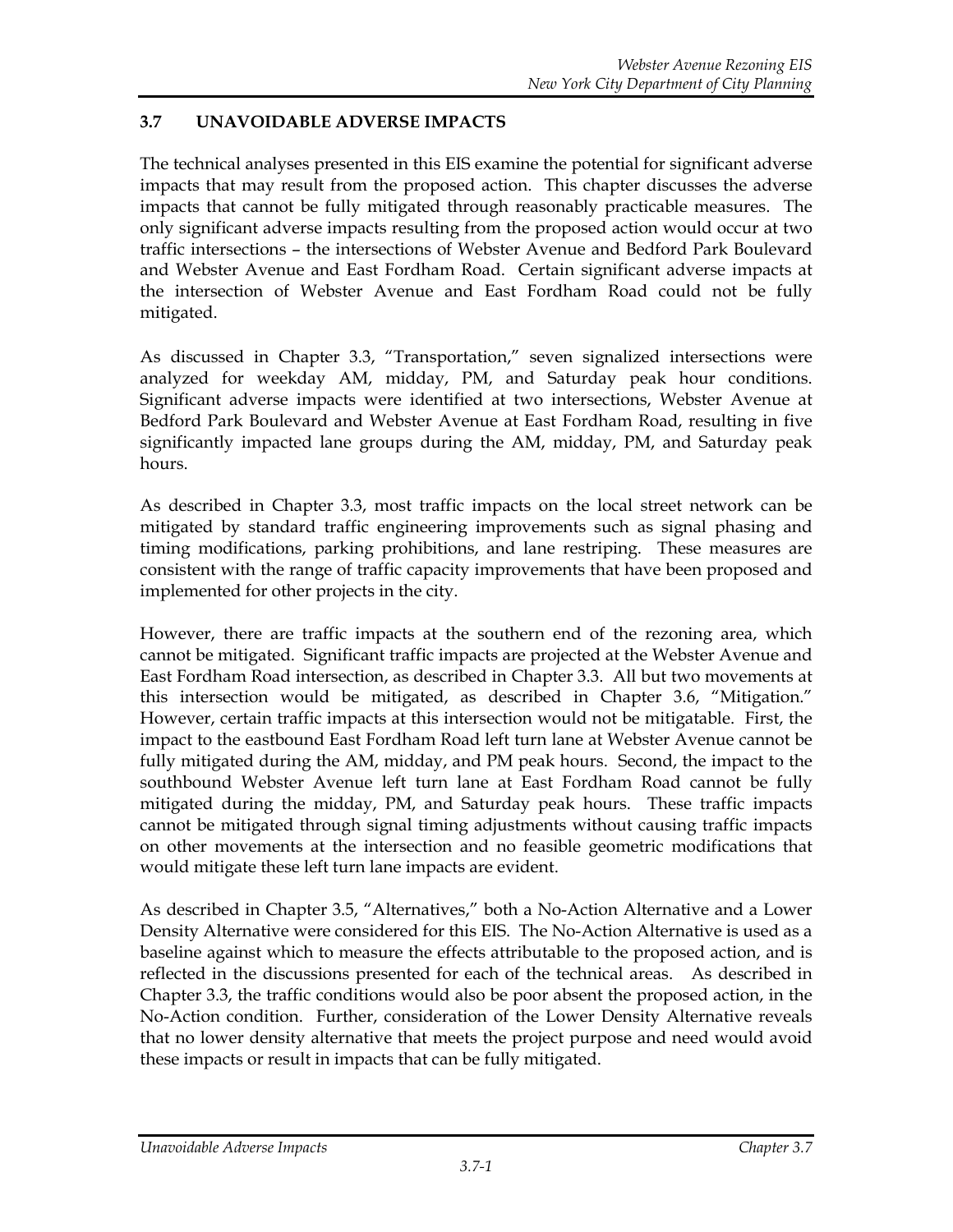## 3.7 UNAVOIDABLE ADVERSE IMPACTS

The technical analyses presented in this EIS examine the potential for significant adverse impacts that may result from the proposed action. This chapter discusses the adverse impacts that cannot be fully mitigated through reasonably practicable measures. The only significant adverse impacts resulting from the proposed action would occur at two traffic intersections – the intersections of Webster Avenue and Bedford Park Boulevard and Webster Avenue and East Fordham Road. Certain significant adverse impacts at the intersection of Webster Avenue and East Fordham Road could not be fully mitigated.

As discussed in Chapter 3.3, "Transportation," seven signalized intersections were analyzed for weekday AM, midday, PM, and Saturday peak hour conditions. Significant adverse impacts were identified at two intersections, Webster Avenue at Bedford Park Boulevard and Webster Avenue at East Fordham Road, resulting in five significantly impacted lane groups during the AM, midday, PM, and Saturday peak hours.

As described in Chapter 3.3, most traffic impacts on the local street network can be mitigated by standard traffic engineering improvements such as signal phasing and timing modifications, parking prohibitions, and lane restriping. These measures are consistent with the range of traffic capacity improvements that have been proposed and implemented for other projects in the city.

However, there are traffic impacts at the southern end of the rezoning area, which cannot be mitigated. Significant traffic impacts are projected at the Webster Avenue and East Fordham Road intersection, as described in Chapter 3.3. All but two movements at this intersection would be mitigated, as described in Chapter 3.6, "Mitigation." However, certain traffic impacts at this intersection would not be mitigatable. First, the impact to the eastbound East Fordham Road left turn lane at Webster Avenue cannot be fully mitigated during the AM, midday, and PM peak hours. Second, the impact to the southbound Webster Avenue left turn lane at East Fordham Road cannot be fully mitigated during the midday, PM, and Saturday peak hours. These traffic impacts cannot be mitigated through signal timing adjustments without causing traffic impacts on other movements at the intersection and no feasible geometric modifications that would mitigate these left turn lane impacts are evident.

As described in Chapter 3.5, "Alternatives," both a No-Action Alternative and a Lower Density Alternative were considered for this EIS. The No-Action Alternative is used as a baseline against which to measure the effects attributable to the proposed action, and is reflected in the discussions presented for each of the technical areas. As described in Chapter 3.3, the traffic conditions would also be poor absent the proposed action, in the No-Action condition. Further, consideration of the Lower Density Alternative reveals that no lower density alternative that meets the project purpose and need would avoid these impacts or result in impacts that can be fully mitigated.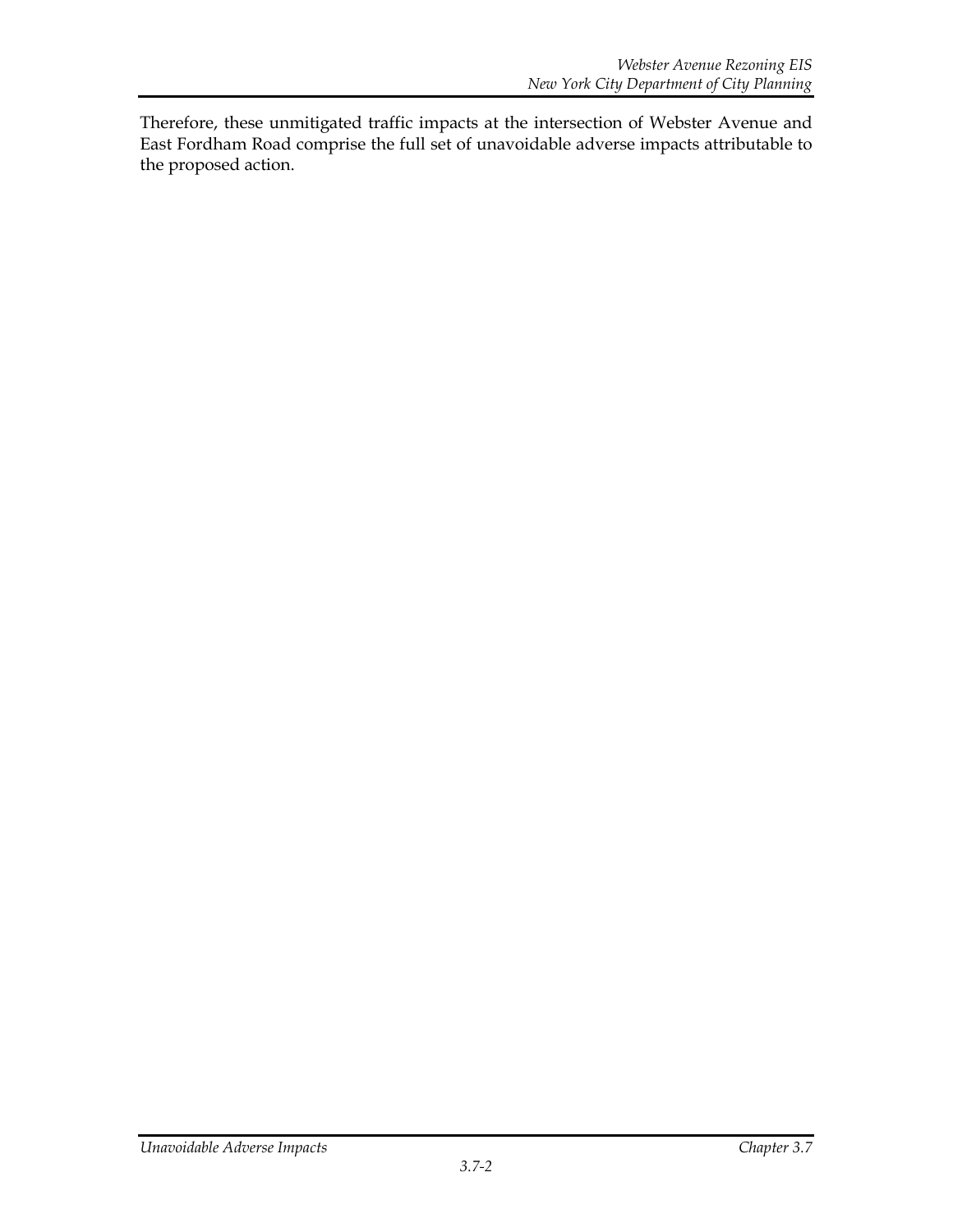Therefore, these unmitigated traffic impacts at the intersection of Webster Avenue and East Fordham Road comprise the full set of unavoidable adverse impacts attributable to the proposed action.